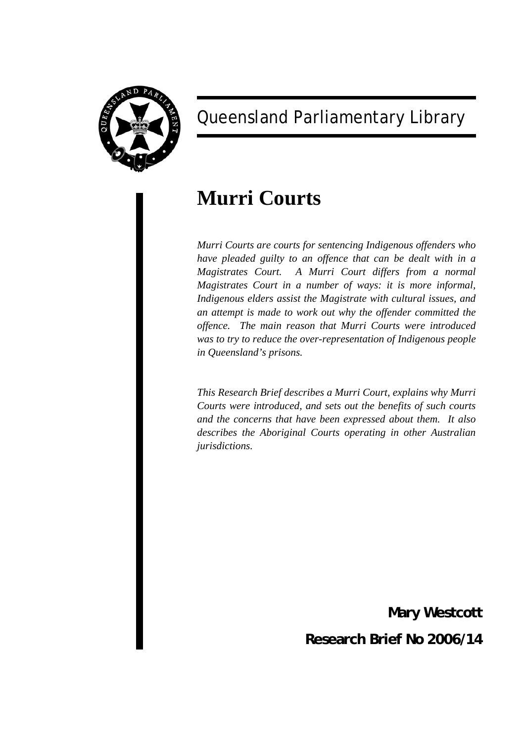Queensland Parliamentary Library

# Murri Courts

*Murri Courts are courts for sentencing Indigenous offenders who have pleaded guilty to an offence that can be dealt with in a Magistrates Court. A Murri Court differs from a normal Magistrates Court in a number of ways: it is more informal, Indigenous elders assist the Magistrate with cultural issues, and an attempt is made to work out why the offender committed the offence. The main reason that Murri Courts were introduced was to try to reduce the over-representation of Indigenous people in Queensland's prisons.*

*This Research Brief describes a Murri Court, explains why Murri Courts were introduced, and sets out the benefits of such courts and the concerns that have been expressed about them. It also describes the Aboriginal Courts operating in other Australian jurisdictions.*

**Mary Westcott**

**Research Brief No 2006/14**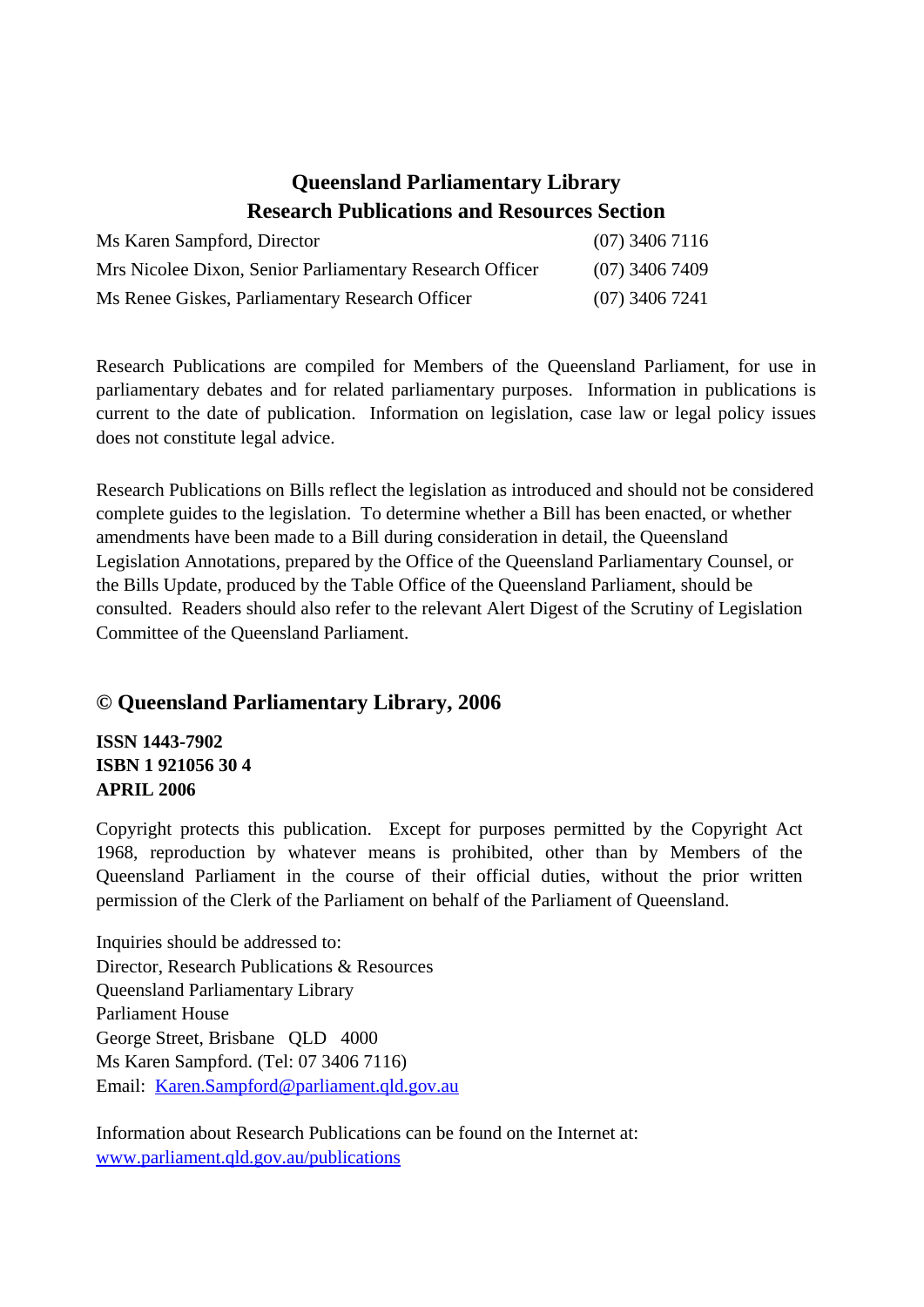**Queensland Parliamentary Library**
**Research Publications and Resources Section**

| | |
|---|---|
| Ms Karen Sampford, Director | (07) 3406 7116 |
| Mrs Nicolee Dixon, Senior Parliamentary Research Officer | (07) 3406 7409 |
| Ms Renee Giskes, Parliamentary Research Officer | (07) 3406 7241 |

Research Publications are compiled for Members of the Queensland Parliament, for use in parliamentary debates and for related parliamentary purposes. Information in publications is current to the date of publication. Information on legislation, case law or legal policy issues does not constitute legal advice.

Research Publications on Bills reflect the legislation as introduced and should not be considered complete guides to the legislation. To determine whether a Bill has been enacted, or whether amendments have been made to a Bill during consideration in detail, the Queensland Legislation Annotations, prepared by the Office of the Queensland Parliamentary Counsel, or the Bills Update, produced by the Table Office of the Queensland Parliament, should be consulted. Readers should also refer to the relevant Alert Digest of the Scrutiny of Legislation Committee of the Queensland Parliament.

**© Queensland Parliamentary Library, 2006**

**ISSN 1443-7902**
**ISBN 1 921056 30 4**
**APRIL 2006**

Copyright protects this publication. Except for purposes permitted by the Copyright Act 1968, reproduction by whatever means is prohibited, other than by Members of the Queensland Parliament in the course of their official duties, without the prior written permission of the Clerk of the Parliament on behalf of the Parliament of Queensland.

Inquiries should be addressed to:
Director, Research Publications & Resources
Queensland Parliamentary Library
Parliament House
George Street, Brisbane QLD 4000
Ms Karen Sampford. (Tel: 07 3406 7116)
Email: Karen.Sampford@parliament.qld.gov.au

Information about Research Publications can be found on the Internet at:
www.parliament.qld.gov.au/publications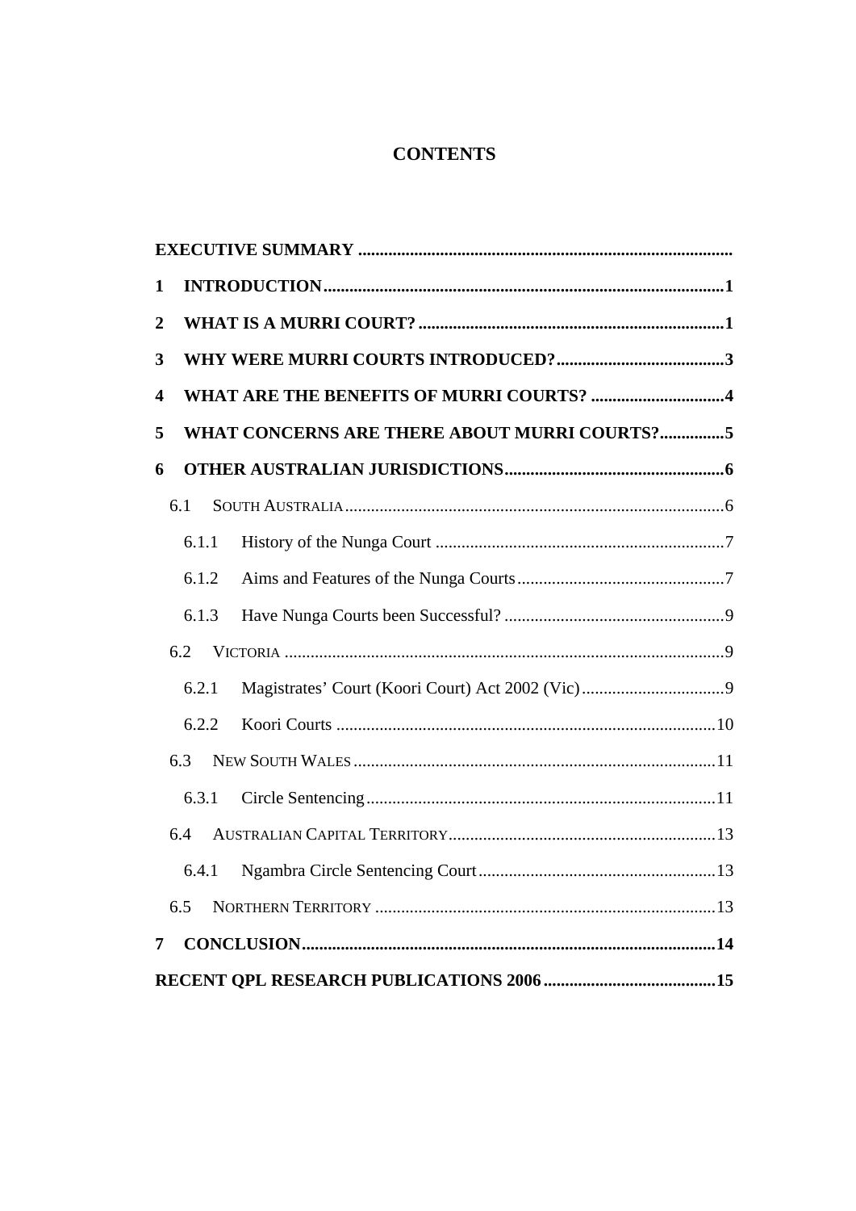# CONTENTS

**EXECUTIVE SUMMARY** ..........................................................................................

**1 INTRODUCTION** .............................................................................................1

**2 WHAT IS A MURRI COURT?** .......................................................................1

**3 WHY WERE MURRI COURTS INTRODUCED?** .......................................3

**4 WHAT ARE THE BENEFITS OF MURRI COURTS?** ...............................4

**5 WHAT CONCERNS ARE THERE ABOUT MURRI COURTS?** ...............5

**6 OTHER AUSTRALIAN JURISDICTIONS** ...................................................6

- 6.1 SOUTH AUSTRALIA ........................................................................................6
  - 6.1.1 History of the Nunga Court ...................................................................7
  - 6.1.2 Aims and Features of the Nunga Courts .................................................7
  - 6.1.3 Have Nunga Courts been Successful? ...................................................9
- 6.2 VICTORIA ......................................................................................................9
  - 6.2.1 Magistrates' Court (Koori Court) Act 2002 (Vic) ..................................9
  - 6.2.2 Koori Courts ........................................................................................10
- 6.3 NEW SOUTH WALES ....................................................................................11
  - 6.3.1 Circle Sentencing .................................................................................11
- 6.4 AUSTRALIAN CAPITAL TERRITORY ..............................................................13
  - 6.4.1 Ngambra Circle Sentencing Court .......................................................13
- 6.5 NORTHERN TERRITORY ...............................................................................13

**7 CONCLUSION** .................................................................................................14

**RECENT QPL RESEARCH PUBLICATIONS 2006** .........................................15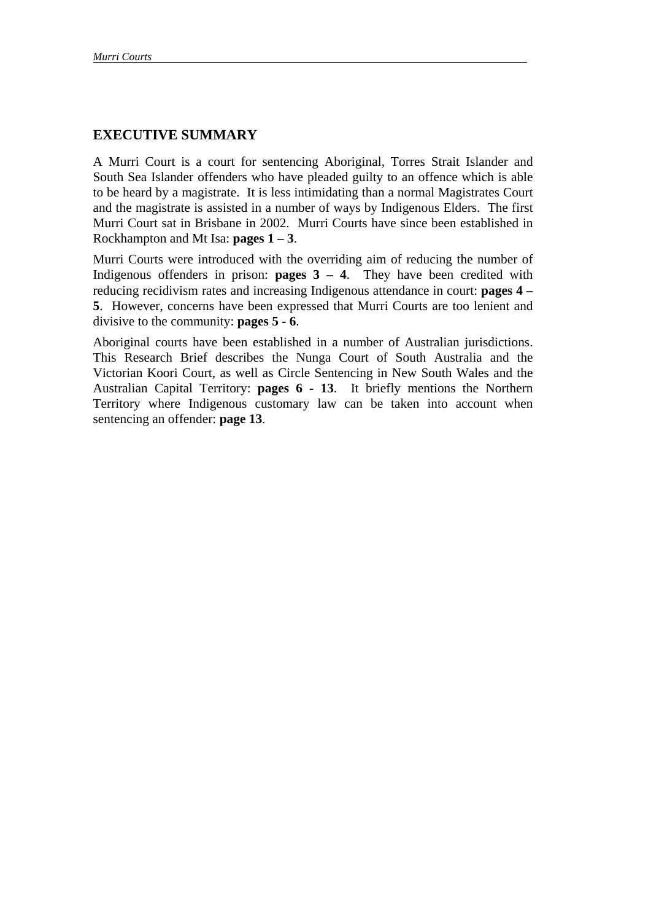## EXECUTIVE SUMMARY

A Murri Court is a court for sentencing Aboriginal, Torres Strait Islander and South Sea Islander offenders who have pleaded guilty to an offence which is able to be heard by a magistrate. It is less intimidating than a normal Magistrates Court and the magistrate is assisted in a number of ways by Indigenous Elders. The first Murri Court sat in Brisbane in 2002. Murri Courts have since been established in Rockhampton and Mt Isa: **pages 1 – 3**.

Murri Courts were introduced with the overriding aim of reducing the number of Indigenous offenders in prison: **pages 3 – 4**. They have been credited with reducing recidivism rates and increasing Indigenous attendance in court: **pages 4 – 5**. However, concerns have been expressed that Murri Courts are too lenient and divisive to the community: **pages 5 - 6**.

Aboriginal courts have been established in a number of Australian jurisdictions. This Research Brief describes the Nunga Court of South Australia and the Victorian Koori Court, as well as Circle Sentencing in New South Wales and the Australian Capital Territory: **pages 6 - 13**. It briefly mentions the Northern Territory where Indigenous customary law can be taken into account when sentencing an offender: **page 13**.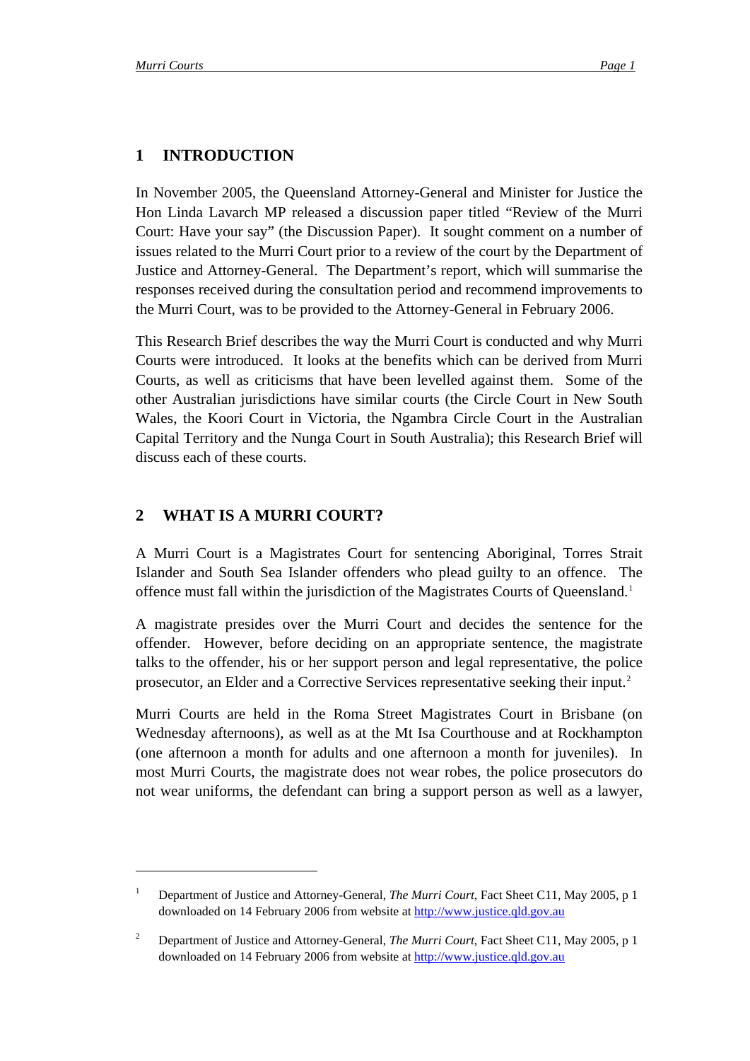## 1 INTRODUCTION

In November 2005, the Queensland Attorney-General and Minister for Justice the Hon Linda Lavarch MP released a discussion paper titled "Review of the Murri Court: Have your say" (the Discussion Paper). It sought comment on a number of issues related to the Murri Court prior to a review of the court by the Department of Justice and Attorney-General. The Department's report, which will summarise the responses received during the consultation period and recommend improvements to the Murri Court, was to be provided to the Attorney-General in February 2006.

This Research Brief describes the way the Murri Court is conducted and why Murri Courts were introduced. It looks at the benefits which can be derived from Murri Courts, as well as criticisms that have been levelled against them. Some of the other Australian jurisdictions have similar courts (the Circle Court in New South Wales, the Koori Court in Victoria, the Ngambra Circle Court in the Australian Capital Territory and the Nunga Court in South Australia); this Research Brief will discuss each of these courts.

## 2 WHAT IS A MURRI COURT?

A Murri Court is a Magistrates Court for sentencing Aboriginal, Torres Strait Islander and South Sea Islander offenders who plead guilty to an offence. The offence must fall within the jurisdiction of the Magistrates Courts of Queensland.[1]

A magistrate presides over the Murri Court and decides the sentence for the offender. However, before deciding on an appropriate sentence, the magistrate talks to the offender, his or her support person and legal representative, the police prosecutor, an Elder and a Corrective Services representative seeking their input.[2]

Murri Courts are held in the Roma Street Magistrates Court in Brisbane (on Wednesday afternoons), as well as at the Mt Isa Courthouse and at Rockhampton (one afternoon a month for adults and one afternoon a month for juveniles). In most Murri Courts, the magistrate does not wear robes, the police prosecutors do not wear uniforms, the defendant can bring a support person as well as a lawyer,

---

[1] Department of Justice and Attorney-General, *The Murri Court*, Fact Sheet C11, May 2005, p 1 downloaded on 14 February 2006 from website at http://www.justice.qld.gov.au

[2] Department of Justice and Attorney-General, *The Murri Court*, Fact Sheet C11, May 2005, p 1 downloaded on 14 February 2006 from website at http://www.justice.qld.gov.au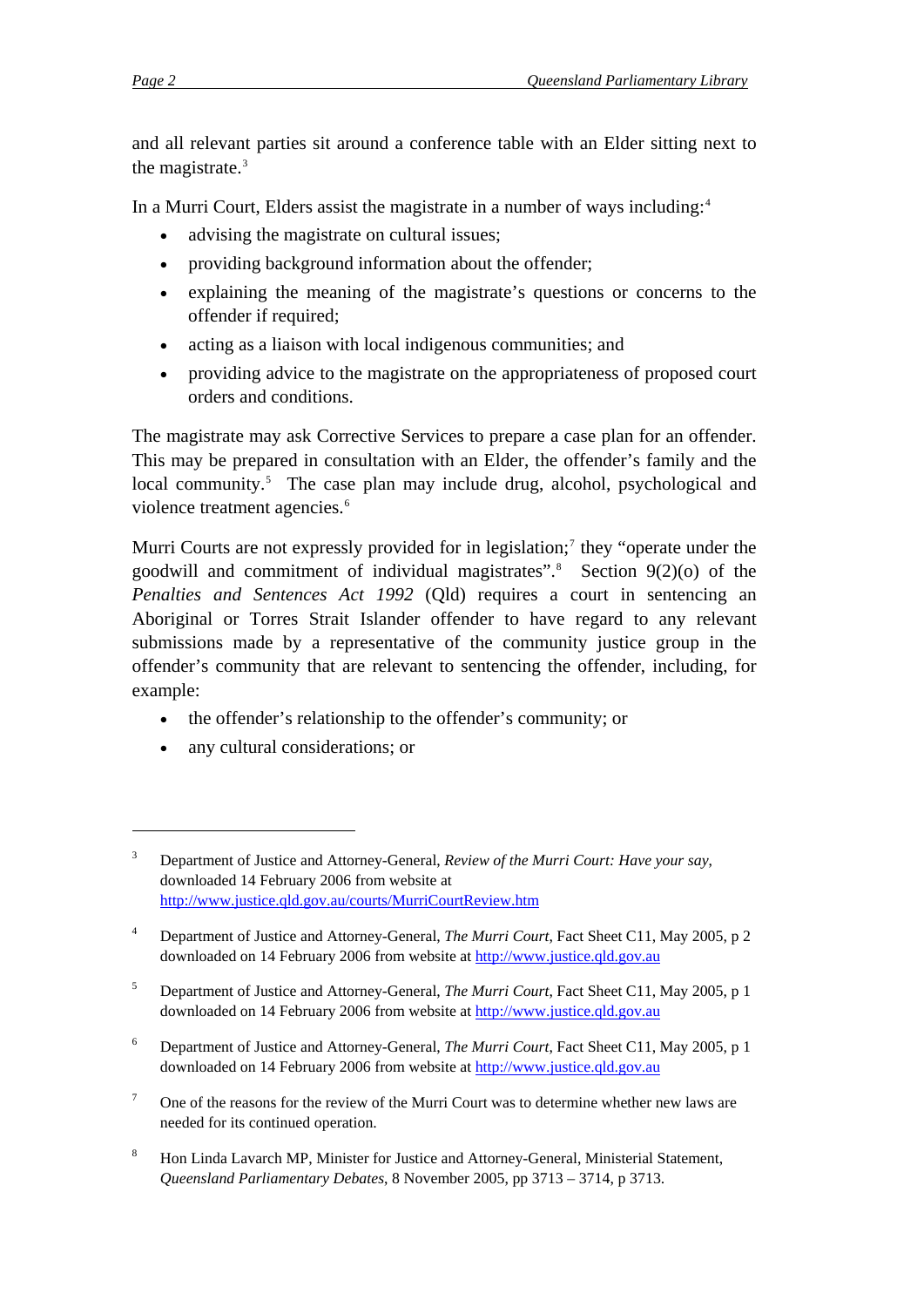and all relevant parties sit around a conference table with an Elder sitting next to the magistrate.[3]

In a Murri Court, Elders assist the magistrate in a number of ways including:[4]

- advising the magistrate on cultural issues;
- providing background information about the offender;
- explaining the meaning of the magistrate's questions or concerns to the offender if required;
- acting as a liaison with local indigenous communities; and
- providing advice to the magistrate on the appropriateness of proposed court orders and conditions.

The magistrate may ask Corrective Services to prepare a case plan for an offender. This may be prepared in consultation with an Elder, the offender's family and the local community.[5] The case plan may include drug, alcohol, psychological and violence treatment agencies.[6]

Murri Courts are not expressly provided for in legislation;[7] they "operate under the goodwill and commitment of individual magistrates".[8] Section 9(2)(o) of the *Penalties and Sentences Act 1992* (Qld) requires a court in sentencing an Aboriginal or Torres Strait Islander offender to have regard to any relevant submissions made by a representative of the community justice group in the offender's community that are relevant to sentencing the offender, including, for example:

- the offender's relationship to the offender's community; or
- any cultural considerations; or

---

[3] Department of Justice and Attorney-General, *Review of the Murri Court: Have your say*, downloaded 14 February 2006 from website at http://www.justice.qld.gov.au/courts/MurriCourtReview.htm

[4] Department of Justice and Attorney-General, *The Murri Court*, Fact Sheet C11, May 2005, p 2 downloaded on 14 February 2006 from website at http://www.justice.qld.gov.au

[5] Department of Justice and Attorney-General, *The Murri Court*, Fact Sheet C11, May 2005, p 1 downloaded on 14 February 2006 from website at http://www.justice.qld.gov.au

[6] Department of Justice and Attorney-General, *The Murri Court*, Fact Sheet C11, May 2005, p 1 downloaded on 14 February 2006 from website at http://www.justice.qld.gov.au

[7] One of the reasons for the review of the Murri Court was to determine whether new laws are needed for its continued operation.

[8] Hon Linda Lavarch MP, Minister for Justice and Attorney-General, Ministerial Statement, *Queensland Parliamentary Debates*, 8 November 2005, pp 3713 – 3714, p 3713.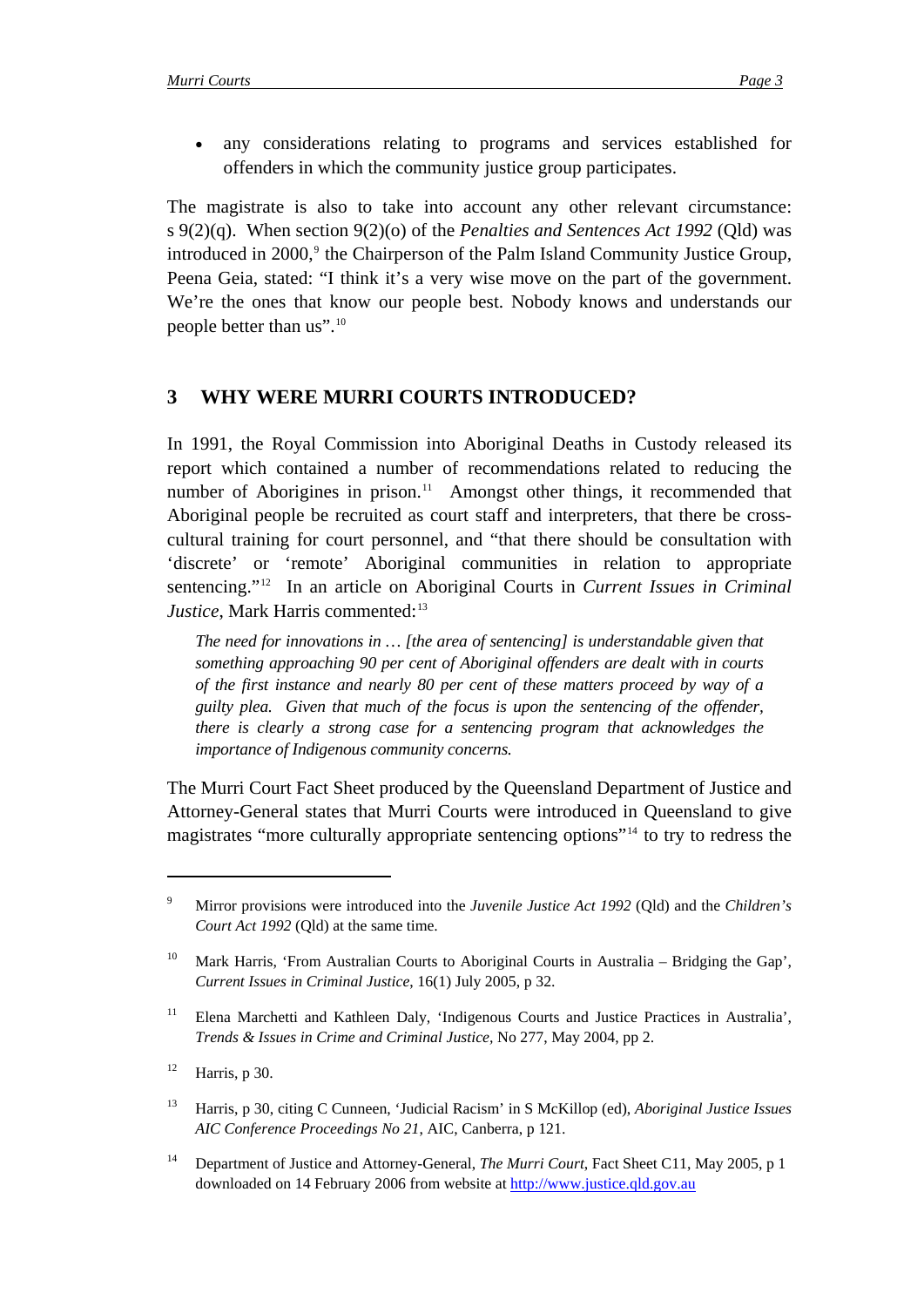- any considerations relating to programs and services established for offenders in which the community justice group participates.

The magistrate is also to take into account any other relevant circumstance: s 9(2)(q). When section 9(2)(o) of the *Penalties and Sentences Act 1992* (Qld) was introduced in 2000,[9] the Chairperson of the Palm Island Community Justice Group, Peena Geia, stated: "I think it's a very wise move on the part of the government. We're the ones that know our people best. Nobody knows and understands our people better than us".[10]

## 3 WHY WERE MURRI COURTS INTRODUCED?

In 1991, the Royal Commission into Aboriginal Deaths in Custody released its report which contained a number of recommendations related to reducing the number of Aborigines in prison.[11] Amongst other things, it recommended that Aboriginal people be recruited as court staff and interpreters, that there be cross-cultural training for court personnel, and "that there should be consultation with 'discrete' or 'remote' Aboriginal communities in relation to appropriate sentencing."[12] In an article on Aboriginal Courts in *Current Issues in Criminal Justice*, Mark Harris commented:[13]

> *The need for innovations in … [the area of sentencing] is understandable given that something approaching 90 per cent of Aboriginal offenders are dealt with in courts of the first instance and nearly 80 per cent of these matters proceed by way of a guilty plea. Given that much of the focus is upon the sentencing of the offender, there is clearly a strong case for a sentencing program that acknowledges the importance of Indigenous community concerns.*

The Murri Court Fact Sheet produced by the Queensland Department of Justice and Attorney-General states that Murri Courts were introduced in Queensland to give magistrates "more culturally appropriate sentencing options"[14] to try to redress the

---

[9] Mirror provisions were introduced into the *Juvenile Justice Act 1992* (Qld) and the *Children's Court Act 1992* (Qld) at the same time.

[10] Mark Harris, 'From Australian Courts to Aboriginal Courts in Australia – Bridging the Gap', *Current Issues in Criminal Justice*, 16(1) July 2005, p 32.

[11] Elena Marchetti and Kathleen Daly, 'Indigenous Courts and Justice Practices in Australia', *Trends & Issues in Crime and Criminal Justice*, No 277, May 2004, pp 2.

[12] Harris, p 30.

[13] Harris, p 30, citing C Cunneen, 'Judicial Racism' in S McKillop (ed), *Aboriginal Justice Issues AIC Conference Proceedings No 21*, AIC, Canberra, p 121.

[14] Department of Justice and Attorney-General, *The Murri Court*, Fact Sheet C11, May 2005, p 1 downloaded on 14 February 2006 from website at http://www.justice.qld.gov.au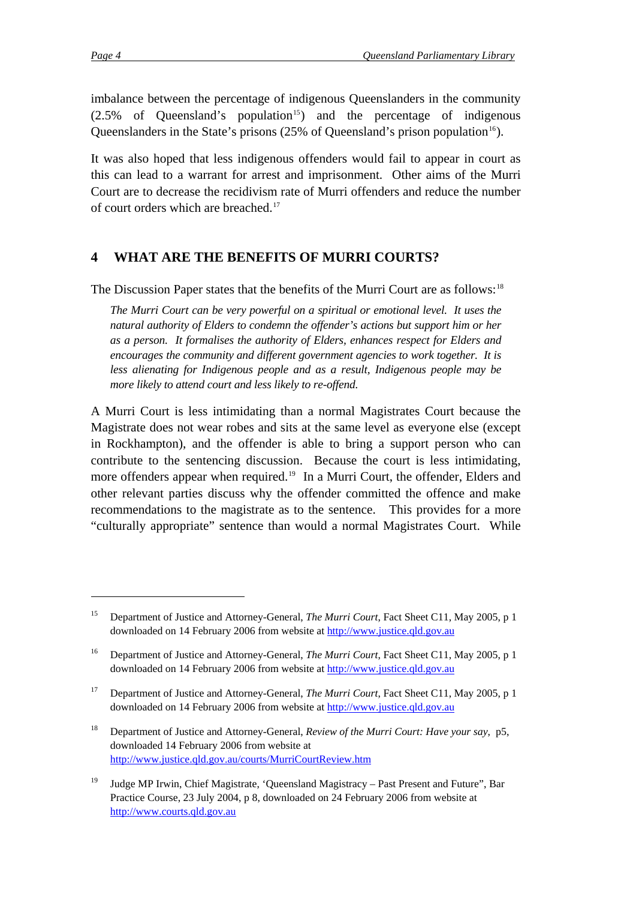imbalance between the percentage of indigenous Queenslanders in the community (2.5% of Queensland's population[15]) and the percentage of indigenous Queenslanders in the State's prisons (25% of Queensland's prison population[16]).

It was also hoped that less indigenous offenders would fail to appear in court as this can lead to a warrant for arrest and imprisonment. Other aims of the Murri Court are to decrease the recidivism rate of Murri offenders and reduce the number of court orders which are breached.[17]

## 4 WHAT ARE THE BENEFITS OF MURRI COURTS?

The Discussion Paper states that the benefits of the Murri Court are as follows:[18]

> *The Murri Court can be very powerful on a spiritual or emotional level. It uses the natural authority of Elders to condemn the offender's actions but support him or her as a person. It formalises the authority of Elders, enhances respect for Elders and encourages the community and different government agencies to work together. It is less alienating for Indigenous people and as a result, Indigenous people may be more likely to attend court and less likely to re-offend.*

A Murri Court is less intimidating than a normal Magistrates Court because the Magistrate does not wear robes and sits at the same level as everyone else (except in Rockhampton), and the offender is able to bring a support person who can contribute to the sentencing discussion. Because the court is less intimidating, more offenders appear when required.[19] In a Murri Court, the offender, Elders and other relevant parties discuss why the offender committed the offence and make recommendations to the magistrate as to the sentence. This provides for a more "culturally appropriate" sentence than would a normal Magistrates Court. While

---

[15] Department of Justice and Attorney-General, *The Murri Court*, Fact Sheet C11, May 2005, p 1 downloaded on 14 February 2006 from website at http://www.justice.qld.gov.au

[16] Department of Justice and Attorney-General, *The Murri Court*, Fact Sheet C11, May 2005, p 1 downloaded on 14 February 2006 from website at http://www.justice.qld.gov.au

[17] Department of Justice and Attorney-General, *The Murri Court*, Fact Sheet C11, May 2005, p 1 downloaded on 14 February 2006 from website at http://www.justice.qld.gov.au

[18] Department of Justice and Attorney-General, *Review of the Murri Court: Have your say*, p5, downloaded 14 February 2006 from website at http://www.justice.qld.gov.au/courts/MurriCourtReview.htm

[19] Judge MP Irwin, Chief Magistrate, 'Queensland Magistracy – Past Present and Future", Bar Practice Course, 23 July 2004, p 8, downloaded on 24 February 2006 from website at http://www.courts.qld.gov.au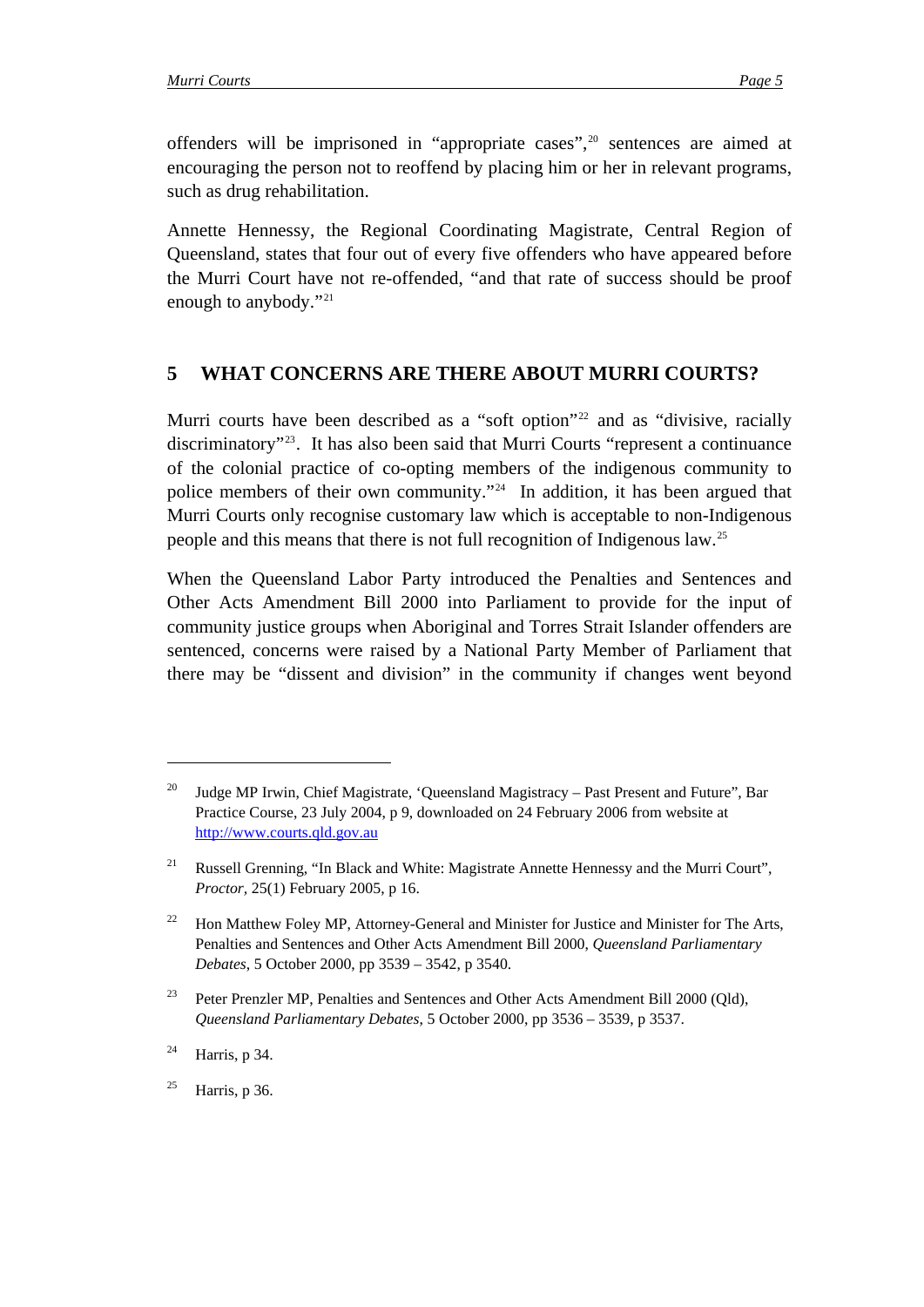offenders will be imprisoned in "appropriate cases",[20] sentences are aimed at encouraging the person not to reoffend by placing him or her in relevant programs, such as drug rehabilitation.

Annette Hennessy, the Regional Coordinating Magistrate, Central Region of Queensland, states that four out of every five offenders who have appeared before the Murri Court have not re-offended, "and that rate of success should be proof enough to anybody."[21]

## 5 WHAT CONCERNS ARE THERE ABOUT MURRI COURTS?

Murri courts have been described as a "soft option"[22] and as "divisive, racially discriminatory"[23]. It has also been said that Murri Courts "represent a continuance of the colonial practice of co-opting members of the indigenous community to police members of their own community."[24] In addition, it has been argued that Murri Courts only recognise customary law which is acceptable to non-Indigenous people and this means that there is not full recognition of Indigenous law.[25]

When the Queensland Labor Party introduced the Penalties and Sentences and Other Acts Amendment Bill 2000 into Parliament to provide for the input of community justice groups when Aboriginal and Torres Strait Islander offenders are sentenced, concerns were raised by a National Party Member of Parliament that there may be "dissent and division" in the community if changes went beyond

---

[20] Judge MP Irwin, Chief Magistrate, 'Queensland Magistracy – Past Present and Future", Bar Practice Course, 23 July 2004, p 9, downloaded on 24 February 2006 from website at http://www.courts.qld.gov.au

[21] Russell Grenning, "In Black and White: Magistrate Annette Hennessy and the Murri Court", *Proctor*, 25(1) February 2005, p 16.

[22] Hon Matthew Foley MP, Attorney-General and Minister for Justice and Minister for The Arts, Penalties and Sentences and Other Acts Amendment Bill 2000, *Queensland Parliamentary Debates*, 5 October 2000, pp 3539 – 3542, p 3540.

[23] Peter Prenzler MP, Penalties and Sentences and Other Acts Amendment Bill 2000 (Qld), *Queensland Parliamentary Debates*, 5 October 2000, pp 3536 – 3539, p 3537.

[24] Harris, p 34.

[25] Harris, p 36.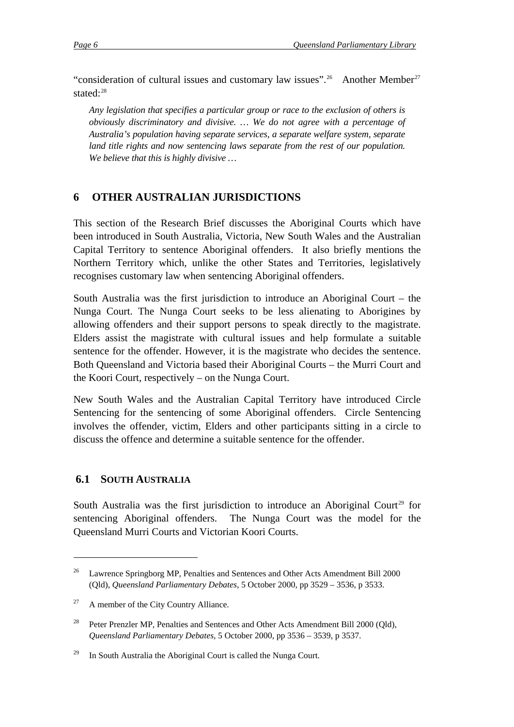"consideration of cultural issues and customary law issues".[26] Another Member[27] stated:[28]

> *Any legislation that specifies a particular group or race to the exclusion of others is obviously discriminatory and divisive. … We do not agree with a percentage of Australia's population having separate services, a separate welfare system, separate land title rights and now sentencing laws separate from the rest of our population. We believe that this is highly divisive …*

## 6 OTHER AUSTRALIAN JURISDICTIONS

This section of the Research Brief discusses the Aboriginal Courts which have been introduced in South Australia, Victoria, New South Wales and the Australian Capital Territory to sentence Aboriginal offenders. It also briefly mentions the Northern Territory which, unlike the other States and Territories, legislatively recognises customary law when sentencing Aboriginal offenders.

South Australia was the first jurisdiction to introduce an Aboriginal Court – the Nunga Court. The Nunga Court seeks to be less alienating to Aborigines by allowing offenders and their support persons to speak directly to the magistrate. Elders assist the magistrate with cultural issues and help formulate a suitable sentence for the offender. However, it is the magistrate who decides the sentence. Both Queensland and Victoria based their Aboriginal Courts – the Murri Court and the Koori Court, respectively – on the Nunga Court.

New South Wales and the Australian Capital Territory have introduced Circle Sentencing for the sentencing of some Aboriginal offenders. Circle Sentencing involves the offender, victim, Elders and other participants sitting in a circle to discuss the offence and determine a suitable sentence for the offender.

### 6.1 SOUTH AUSTRALIA

South Australia was the first jurisdiction to introduce an Aboriginal Court[29] for sentencing Aboriginal offenders. The Nunga Court was the model for the Queensland Murri Courts and Victorian Koori Courts.

---

[26] Lawrence Springborg MP, Penalties and Sentences and Other Acts Amendment Bill 2000 (Qld), *Queensland Parliamentary Debates*, 5 October 2000, pp 3529 – 3536, p 3533.

[27] A member of the City Country Alliance.

[28] Peter Prenzler MP, Penalties and Sentences and Other Acts Amendment Bill 2000 (Qld), *Queensland Parliamentary Debates*, 5 October 2000, pp 3536 – 3539, p 3537.

[29] In South Australia the Aboriginal Court is called the Nunga Court.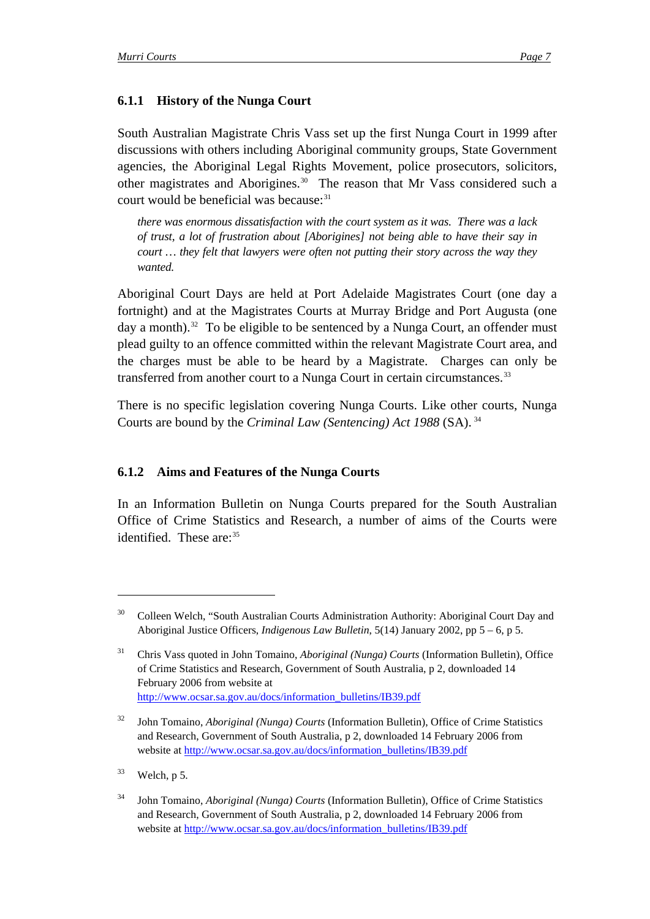### 6.1.1 History of the Nunga Court

South Australian Magistrate Chris Vass set up the first Nunga Court in 1999 after discussions with others including Aboriginal community groups, State Government agencies, the Aboriginal Legal Rights Movement, police prosecutors, solicitors, other magistrates and Aborigines.[30] The reason that Mr Vass considered such a court would be beneficial was because:[31]

> *there was enormous dissatisfaction with the court system as it was. There was a lack of trust, a lot of frustration about [Aborigines] not being able to have their say in court … they felt that lawyers were often not putting their story across the way they wanted.*

Aboriginal Court Days are held at Port Adelaide Magistrates Court (one day a fortnight) and at the Magistrates Courts at Murray Bridge and Port Augusta (one day a month).[32] To be eligible to be sentenced by a Nunga Court, an offender must plead guilty to an offence committed within the relevant Magistrate Court area, and the charges must be able to be heard by a Magistrate. Charges can only be transferred from another court to a Nunga Court in certain circumstances.[33]

There is no specific legislation covering Nunga Courts. Like other courts, Nunga Courts are bound by the *Criminal Law (Sentencing) Act 1988* (SA).[34]

### 6.1.2 Aims and Features of the Nunga Courts

In an Information Bulletin on Nunga Courts prepared for the South Australian Office of Crime Statistics and Research, a number of aims of the Courts were identified. These are:[35]

---

[30] Colleen Welch, "South Australian Courts Administration Authority: Aboriginal Court Day and Aboriginal Justice Officers, *Indigenous Law Bulletin*, 5(14) January 2002, pp 5 – 6, p 5.

[31] Chris Vass quoted in John Tomaino, *Aboriginal (Nunga) Courts* (Information Bulletin), Office of Crime Statistics and Research, Government of South Australia, p 2, downloaded 14 February 2006 from website at http://www.ocsar.sa.gov.au/docs/information_bulletins/IB39.pdf

[32] John Tomaino, *Aboriginal (Nunga) Courts* (Information Bulletin), Office of Crime Statistics and Research, Government of South Australia, p 2, downloaded 14 February 2006 from website at http://www.ocsar.sa.gov.au/docs/information_bulletins/IB39.pdf

[33] Welch, p 5.

[34] John Tomaino, *Aboriginal (Nunga) Courts* (Information Bulletin), Office of Crime Statistics and Research, Government of South Australia, p 2, downloaded 14 February 2006 from website at http://www.ocsar.sa.gov.au/docs/information_bulletins/IB39.pdf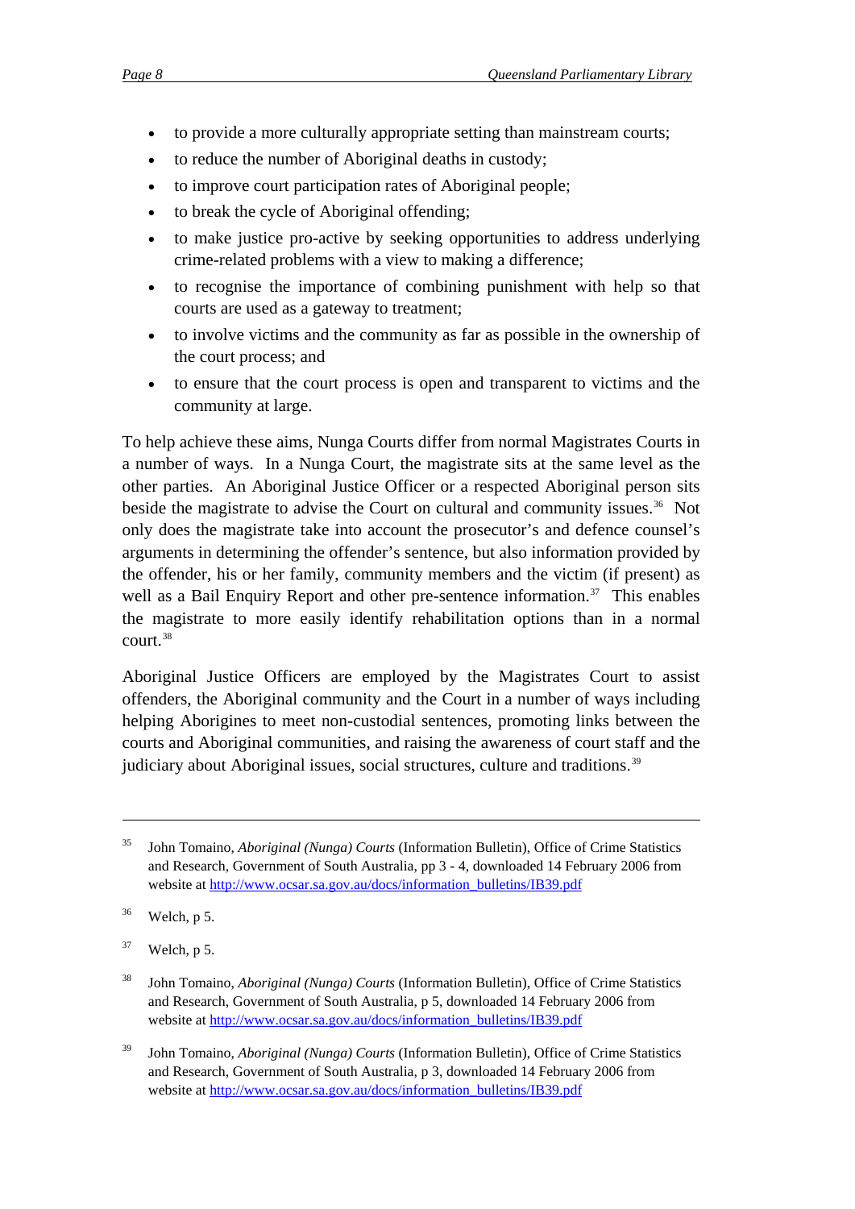- to provide a more culturally appropriate setting than mainstream courts;
- to reduce the number of Aboriginal deaths in custody;
- to improve court participation rates of Aboriginal people;
- to break the cycle of Aboriginal offending;
- to make justice pro-active by seeking opportunities to address underlying crime-related problems with a view to making a difference;
- to recognise the importance of combining punishment with help so that courts are used as a gateway to treatment;
- to involve victims and the community as far as possible in the ownership of the court process; and
- to ensure that the court process is open and transparent to victims and the community at large.

To help achieve these aims, Nunga Courts differ from normal Magistrates Courts in a number of ways. In a Nunga Court, the magistrate sits at the same level as the other parties. An Aboriginal Justice Officer or a respected Aboriginal person sits beside the magistrate to advise the Court on cultural and community issues.[36] Not only does the magistrate take into account the prosecutor's and defence counsel's arguments in determining the offender's sentence, but also information provided by the offender, his or her family, community members and the victim (if present) as well as a Bail Enquiry Report and other pre-sentence information.[37] This enables the magistrate to more easily identify rehabilitation options than in a normal court.[38]

Aboriginal Justice Officers are employed by the Magistrates Court to assist offenders, the Aboriginal community and the Court in a number of ways including helping Aborigines to meet non-custodial sentences, promoting links between the courts and Aboriginal communities, and raising the awareness of court staff and the judiciary about Aboriginal issues, social structures, culture and traditions.[39]

---

[35] John Tomaino, *Aboriginal (Nunga) Courts* (Information Bulletin), Office of Crime Statistics and Research, Government of South Australia, pp 3 - 4, downloaded 14 February 2006 from website at http://www.ocsar.sa.gov.au/docs/information_bulletins/IB39.pdf

[36] Welch, p 5.

[37] Welch, p 5.

[38] John Tomaino, *Aboriginal (Nunga) Courts* (Information Bulletin), Office of Crime Statistics and Research, Government of South Australia, p 5, downloaded 14 February 2006 from website at http://www.ocsar.sa.gov.au/docs/information_bulletins/IB39.pdf

[39] John Tomaino, *Aboriginal (Nunga) Courts* (Information Bulletin), Office of Crime Statistics and Research, Government of South Australia, p 3, downloaded 14 February 2006 from website at http://www.ocsar.sa.gov.au/docs/information_bulletins/IB39.pdf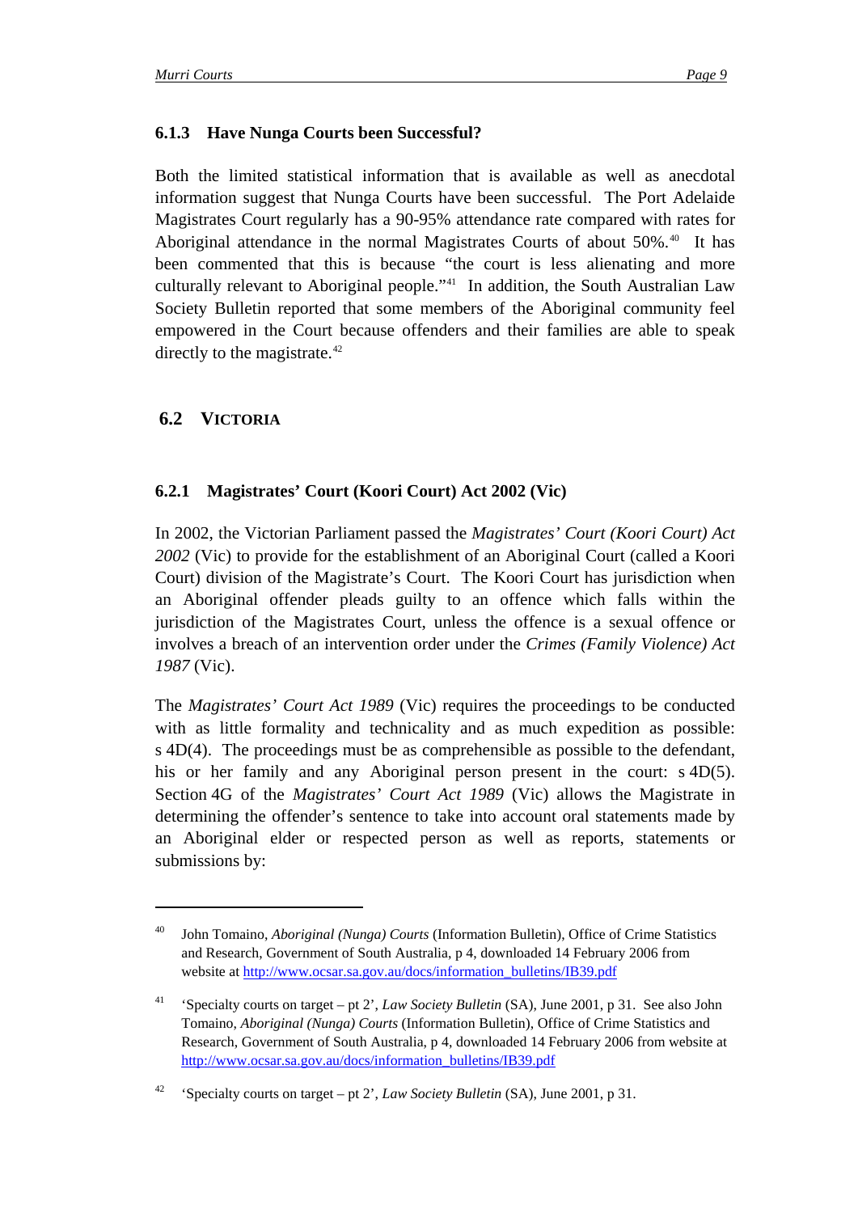### 6.1.3 Have Nunga Courts been Successful?

Both the limited statistical information that is available as well as anecdotal information suggest that Nunga Courts have been successful. The Port Adelaide Magistrates Court regularly has a 90-95% attendance rate compared with rates for Aboriginal attendance in the normal Magistrates Courts of about 50%.[40] It has been commented that this is because "the court is less alienating and more culturally relevant to Aboriginal people."[41] In addition, the South Australian Law Society Bulletin reported that some members of the Aboriginal community feel empowered in the Court because offenders and their families are able to speak directly to the magistrate.[42]

## 6.2 VICTORIA

### 6.2.1 Magistrates' Court (Koori Court) Act 2002 (Vic)

In 2002, the Victorian Parliament passed the *Magistrates' Court (Koori Court) Act 2002* (Vic) to provide for the establishment of an Aboriginal Court (called a Koori Court) division of the Magistrate's Court. The Koori Court has jurisdiction when an Aboriginal offender pleads guilty to an offence which falls within the jurisdiction of the Magistrates Court, unless the offence is a sexual offence or involves a breach of an intervention order under the *Crimes (Family Violence) Act 1987* (Vic).

The *Magistrates' Court Act 1989* (Vic) requires the proceedings to be conducted with as little formality and technicality and as much expedition as possible: s 4D(4). The proceedings must be as comprehensible as possible to the defendant, his or her family and any Aboriginal person present in the court: s 4D(5). Section 4G of the *Magistrates' Court Act 1989* (Vic) allows the Magistrate in determining the offender's sentence to take into account oral statements made by an Aboriginal elder or respected person as well as reports, statements or submissions by:

---

[40] John Tomaino, *Aboriginal (Nunga) Courts* (Information Bulletin), Office of Crime Statistics and Research, Government of South Australia, p 4, downloaded 14 February 2006 from website at http://www.ocsar.sa.gov.au/docs/information_bulletins/IB39.pdf

[41] 'Specialty courts on target – pt 2', *Law Society Bulletin* (SA), June 2001, p 31. See also John Tomaino, *Aboriginal (Nunga) Courts* (Information Bulletin), Office of Crime Statistics and Research, Government of South Australia, p 4, downloaded 14 February 2006 from website at http://www.ocsar.sa.gov.au/docs/information_bulletins/IB39.pdf

[42] 'Specialty courts on target – pt 2', *Law Society Bulletin* (SA), June 2001, p 31.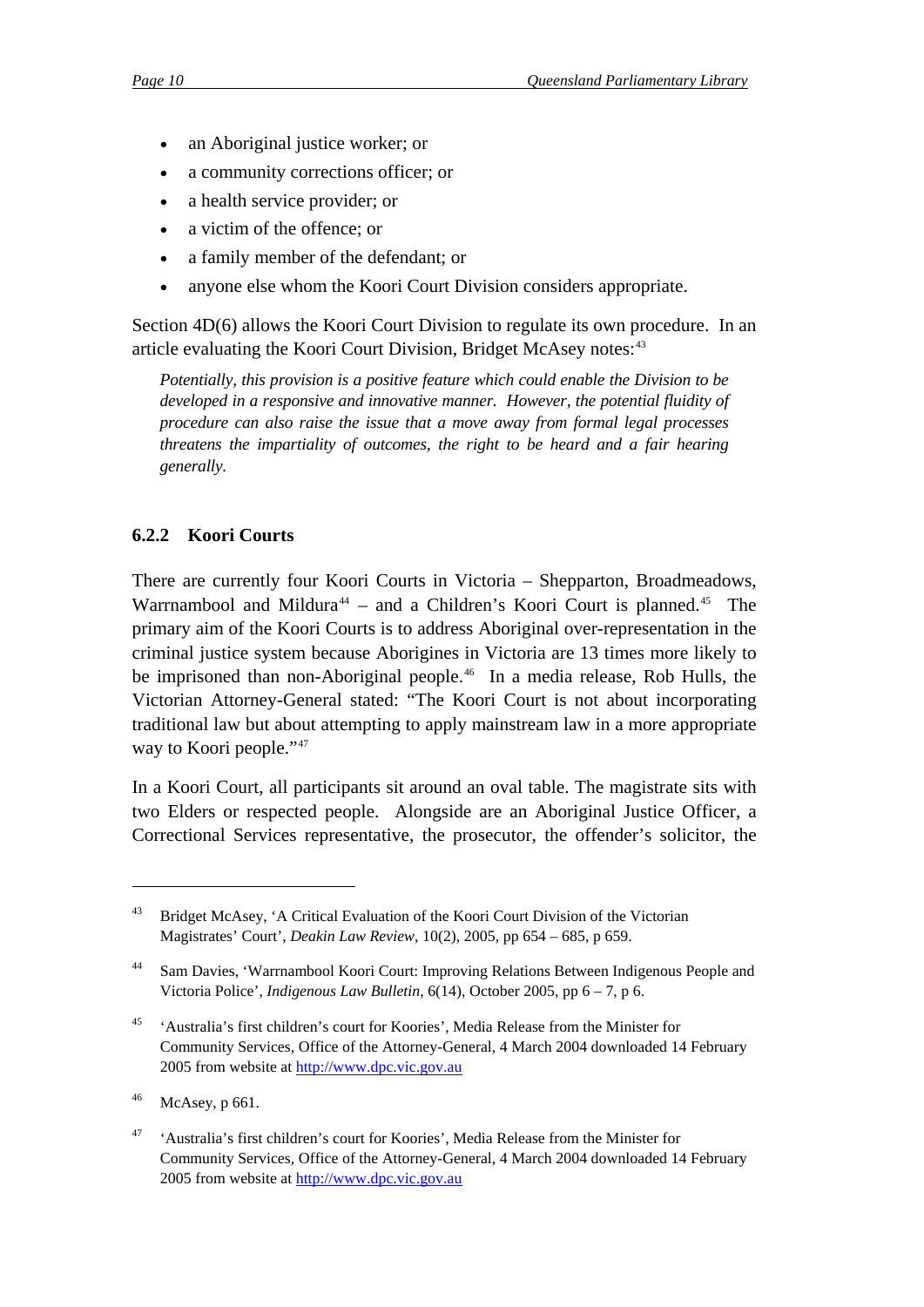- an Aboriginal justice worker; or
- a community corrections officer; or
- a health service provider; or
- a victim of the offence; or
- a family member of the defendant; or
- anyone else whom the Koori Court Division considers appropriate.

Section 4D(6) allows the Koori Court Division to regulate its own procedure. In an article evaluating the Koori Court Division, Bridget McAsey notes:[43]

> *Potentially, this provision is a positive feature which could enable the Division to be developed in a responsive and innovative manner. However, the potential fluidity of procedure can also raise the issue that a move away from formal legal processes threatens the impartiality of outcomes, the right to be heard and a fair hearing generally.*

### 6.2.2 Koori Courts

There are currently four Koori Courts in Victoria – Shepparton, Broadmeadows, Warrnambool and Mildura[44] – and a Children's Koori Court is planned.[45] The primary aim of the Koori Courts is to address Aboriginal over-representation in the criminal justice system because Aborigines in Victoria are 13 times more likely to be imprisoned than non-Aboriginal people.[46] In a media release, Rob Hulls, the Victorian Attorney-General stated: "The Koori Court is not about incorporating traditional law but about attempting to apply mainstream law in a more appropriate way to Koori people."[47]

In a Koori Court, all participants sit around an oval table. The magistrate sits with two Elders or respected people. Alongside are an Aboriginal Justice Officer, a Correctional Services representative, the prosecutor, the offender's solicitor, the

---

[43] Bridget McAsey, 'A Critical Evaluation of the Koori Court Division of the Victorian Magistrates' Court', *Deakin Law Review*, 10(2), 2005, pp 654 – 685, p 659.

[44] Sam Davies, 'Warrnambool Koori Court: Improving Relations Between Indigenous People and Victoria Police', *Indigenous Law Bulletin*, 6(14), October 2005, pp 6 – 7, p 6.

[45] 'Australia's first children's court for Koories', Media Release from the Minister for Community Services, Office of the Attorney-General, 4 March 2004 downloaded 14 February 2005 from website at http://www.dpc.vic.gov.au

[46] McAsey, p 661.

[47] 'Australia's first children's court for Koories', Media Release from the Minister for Community Services, Office of the Attorney-General, 4 March 2004 downloaded 14 February 2005 from website at http://www.dpc.vic.gov.au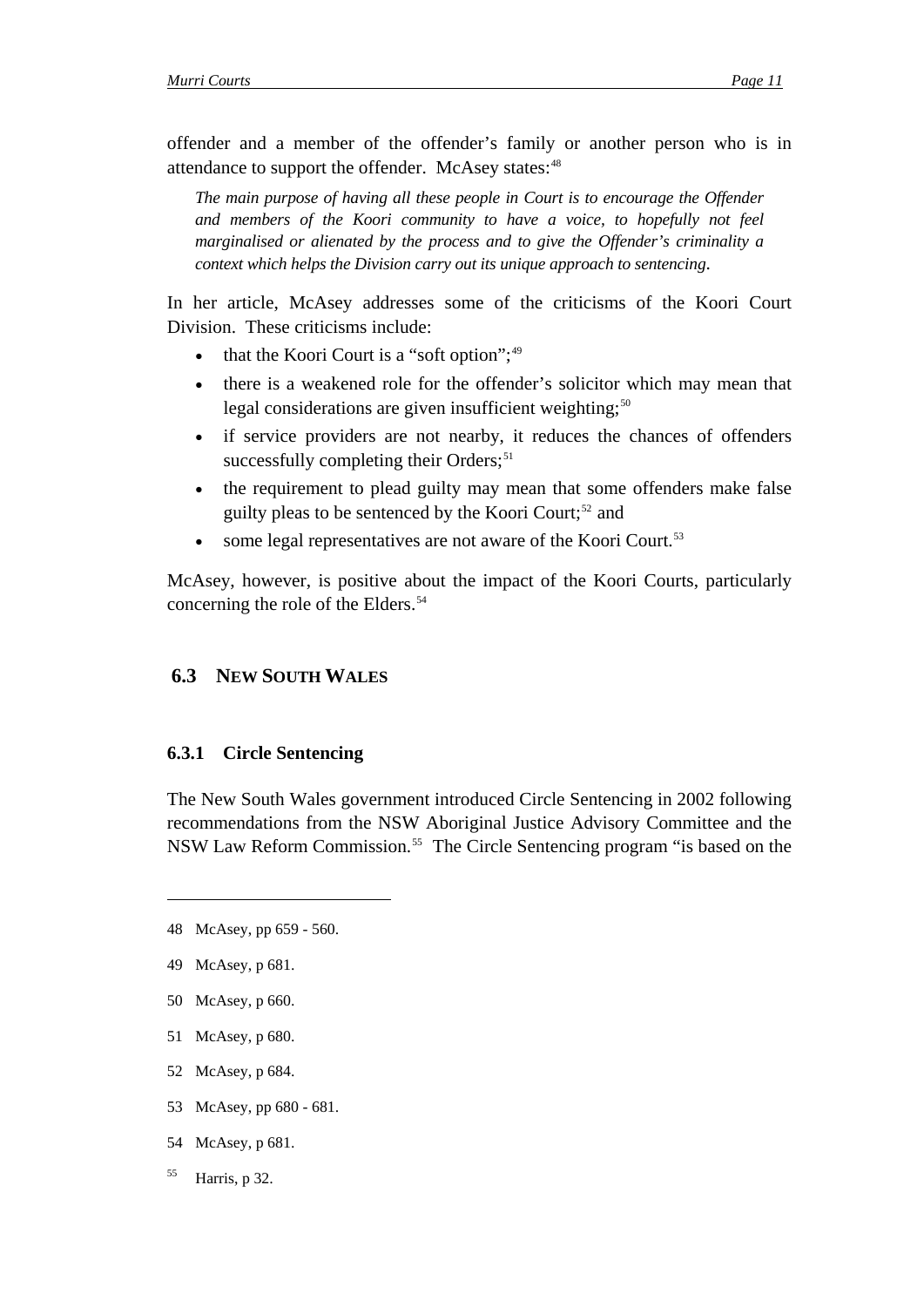offender and a member of the offender's family or another person who is in attendance to support the offender. McAsey states:[48]

> *The main purpose of having all these people in Court is to encourage the Offender and members of the Koori community to have a voice, to hopefully not feel marginalised or alienated by the process and to give the Offender's criminality a context which helps the Division carry out its unique approach to sentencing*.

In her article, McAsey addresses some of the criticisms of the Koori Court Division. These criticisms include:

- that the Koori Court is a "soft option";[49]
- there is a weakened role for the offender's solicitor which may mean that legal considerations are given insufficient weighting;[50]
- if service providers are not nearby, it reduces the chances of offenders successfully completing their Orders;[51]
- the requirement to plead guilty may mean that some offenders make false guilty pleas to be sentenced by the Koori Court;[52] and
- some legal representatives are not aware of the Koori Court.[53]

McAsey, however, is positive about the impact of the Koori Courts, particularly concerning the role of the Elders.[54]

## 6.3 NEW SOUTH WALES

### 6.3.1 Circle Sentencing

The New South Wales government introduced Circle Sentencing in 2002 following recommendations from the NSW Aboriginal Justice Advisory Committee and the NSW Law Reform Commission.[55] The Circle Sentencing program "is based on the

---

48 McAsey, pp 659 - 560.

49 McAsey, p 681.

50 McAsey, p 660.

51 McAsey, p 680.

52 McAsey, p 684.

53 McAsey, pp 680 - 681.

54 McAsey, p 681.

55 Harris, p 32.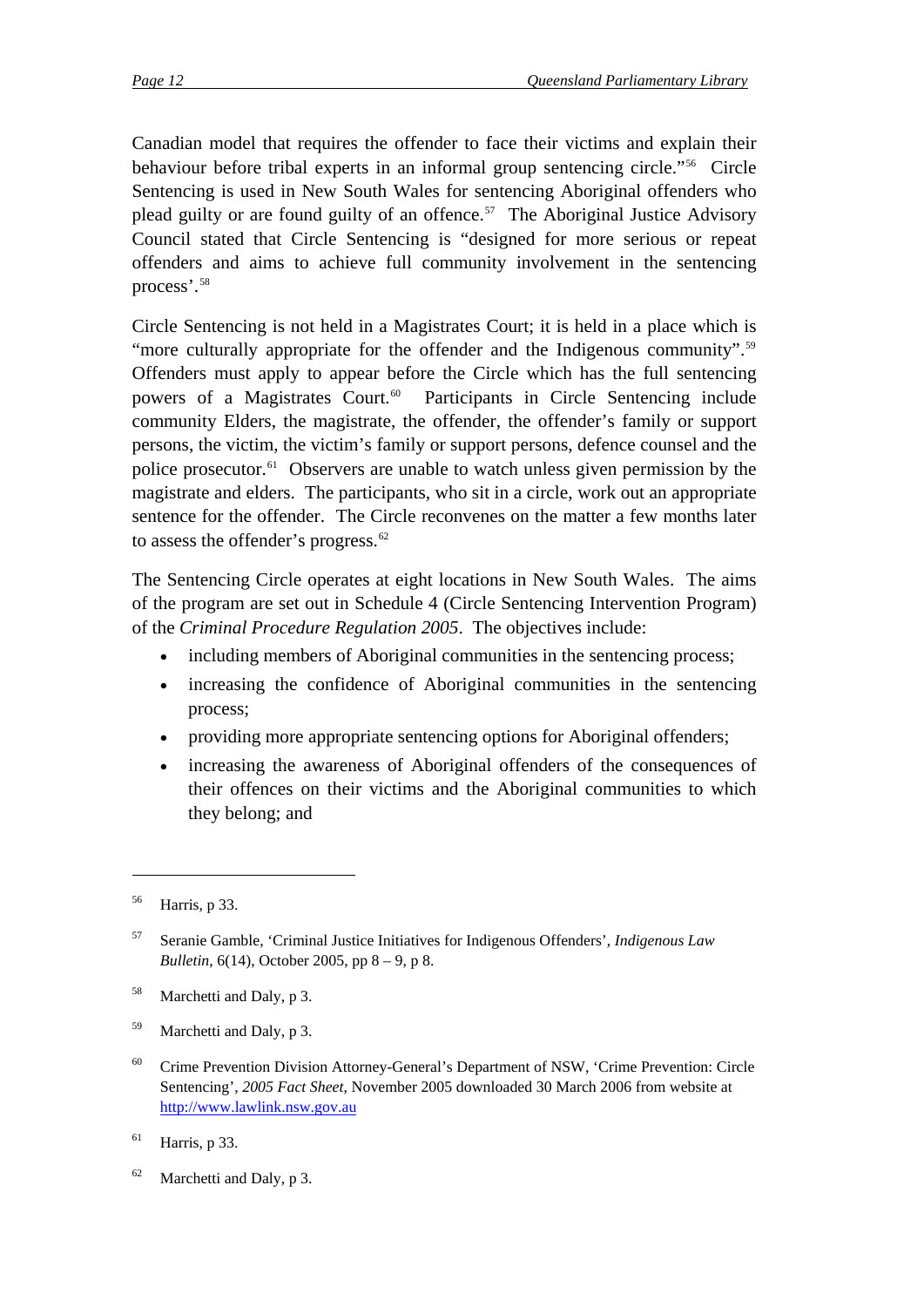Canadian model that requires the offender to face their victims and explain their behaviour before tribal experts in an informal group sentencing circle."[56] Circle Sentencing is used in New South Wales for sentencing Aboriginal offenders who plead guilty or are found guilty of an offence.[57] The Aboriginal Justice Advisory Council stated that Circle Sentencing is "designed for more serious or repeat offenders and aims to achieve full community involvement in the sentencing process'.[58]

Circle Sentencing is not held in a Magistrates Court; it is held in a place which is "more culturally appropriate for the offender and the Indigenous community".[59] Offenders must apply to appear before the Circle which has the full sentencing powers of a Magistrates Court.[60] Participants in Circle Sentencing include community Elders, the magistrate, the offender, the offender's family or support persons, the victim, the victim's family or support persons, defence counsel and the police prosecutor.[61] Observers are unable to watch unless given permission by the magistrate and elders. The participants, who sit in a circle, work out an appropriate sentence for the offender. The Circle reconvenes on the matter a few months later to assess the offender's progress.[62]

The Sentencing Circle operates at eight locations in New South Wales. The aims of the program are set out in Schedule 4 (Circle Sentencing Intervention Program) of the *Criminal Procedure Regulation 2005*. The objectives include:

- including members of Aboriginal communities in the sentencing process;
- increasing the confidence of Aboriginal communities in the sentencing process;
- providing more appropriate sentencing options for Aboriginal offenders;
- increasing the awareness of Aboriginal offenders of the consequences of their offences on their victims and the Aboriginal communities to which they belong; and

---

[56] Harris, p 33.

[57] Seranie Gamble, 'Criminal Justice Initiatives for Indigenous Offenders', *Indigenous Law Bulletin*, 6(14), October 2005, pp 8 – 9, p 8.

[58] Marchetti and Daly, p 3.

[59] Marchetti and Daly, p 3.

[60] Crime Prevention Division Attorney-General's Department of NSW, 'Crime Prevention: Circle Sentencing', *2005 Fact Sheet*, November 2005 downloaded 30 March 2006 from website at http://www.lawlink.nsw.gov.au

[61] Harris, p 33.

[62] Marchetti and Daly, p 3.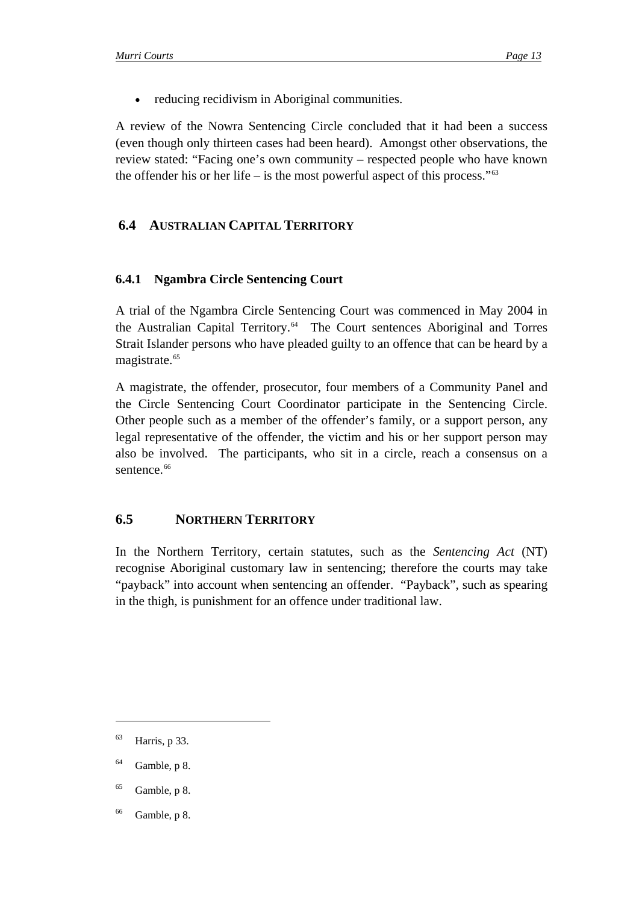- reducing recidivism in Aboriginal communities.

A review of the Nowra Sentencing Circle concluded that it had been a success (even though only thirteen cases had been heard). Amongst other observations, the review stated: "Facing one's own community – respected people who have known the offender his or her life – is the most powerful aspect of this process."[63]

## 6.4 AUSTRALIAN CAPITAL TERRITORY

### 6.4.1 Ngambra Circle Sentencing Court

A trial of the Ngambra Circle Sentencing Court was commenced in May 2004 in the Australian Capital Territory.[64] The Court sentences Aboriginal and Torres Strait Islander persons who have pleaded guilty to an offence that can be heard by a magistrate.[65]

A magistrate, the offender, prosecutor, four members of a Community Panel and the Circle Sentencing Court Coordinator participate in the Sentencing Circle. Other people such as a member of the offender's family, or a support person, any legal representative of the offender, the victim and his or her support person may also be involved. The participants, who sit in a circle, reach a consensus on a sentence.[66]

## 6.5 NORTHERN TERRITORY

In the Northern Territory, certain statutes, such as the *Sentencing Act* (NT) recognise Aboriginal customary law in sentencing; therefore the courts may take "payback" into account when sentencing an offender. "Payback", such as spearing in the thigh, is punishment for an offence under traditional law.

---

[63] Harris, p 33.

[64] Gamble, p 8.

[65] Gamble, p 8.

[66] Gamble, p 8.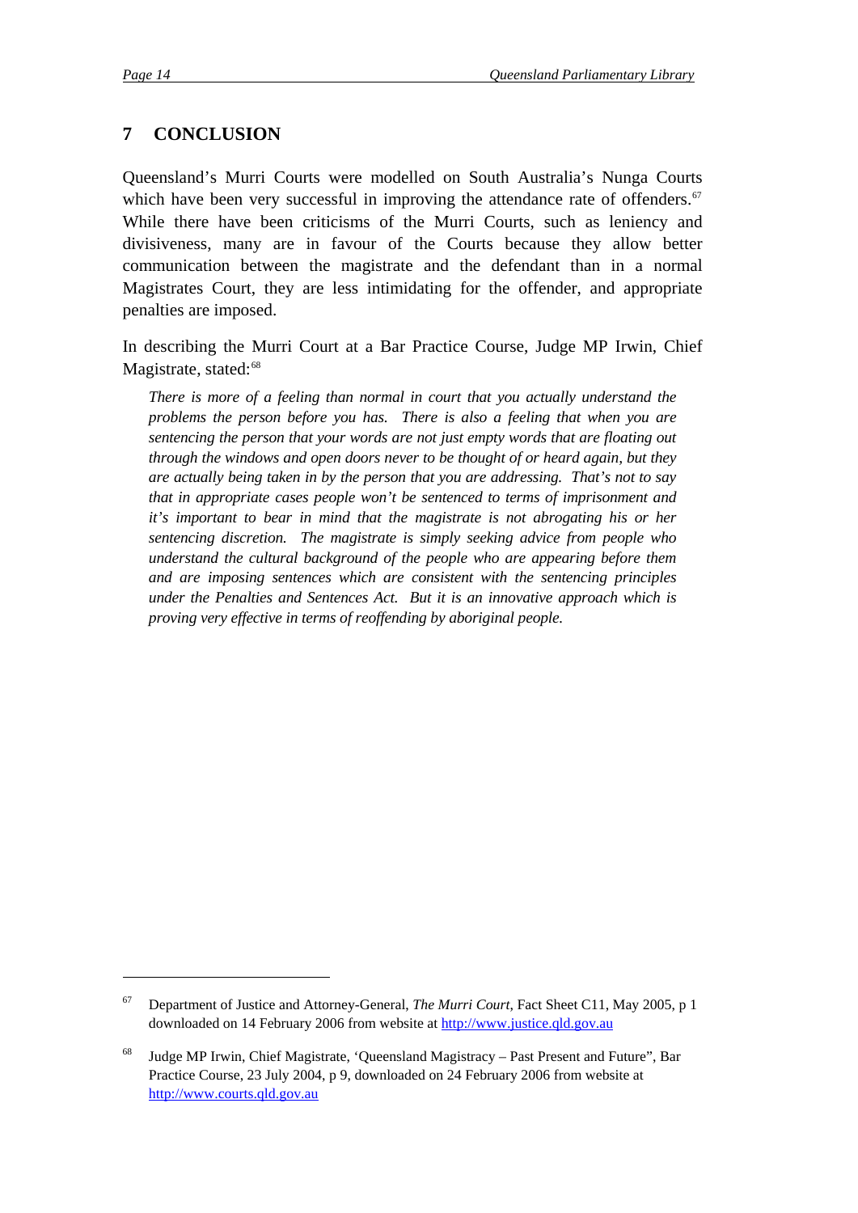## 7 CONCLUSION

Queensland's Murri Courts were modelled on South Australia's Nunga Courts which have been very successful in improving the attendance rate of offenders.[67] While there have been criticisms of the Murri Courts, such as leniency and divisiveness, many are in favour of the Courts because they allow better communication between the magistrate and the defendant than in a normal Magistrates Court, they are less intimidating for the offender, and appropriate penalties are imposed.

In describing the Murri Court at a Bar Practice Course, Judge MP Irwin, Chief Magistrate, stated:[68]

> *There is more of a feeling than normal in court that you actually understand the problems the person before you has. There is also a feeling that when you are sentencing the person that your words are not just empty words that are floating out through the windows and open doors never to be thought of or heard again, but they are actually being taken in by the person that you are addressing. That's not to say that in appropriate cases people won't be sentenced to terms of imprisonment and it's important to bear in mind that the magistrate is not abrogating his or her sentencing discretion. The magistrate is simply seeking advice from people who understand the cultural background of the people who are appearing before them and are imposing sentences which are consistent with the sentencing principles under the Penalties and Sentences Act. But it is an innovative approach which is proving very effective in terms of reoffending by aboriginal people.*

---

[67] Department of Justice and Attorney-General, *The Murri Court*, Fact Sheet C11, May 2005, p 1 downloaded on 14 February 2006 from website at http://www.justice.qld.gov.au

[68] Judge MP Irwin, Chief Magistrate, 'Queensland Magistracy – Past Present and Future", Bar Practice Course, 23 July 2004, p 9, downloaded on 24 February 2006 from website at http://www.courts.qld.gov.au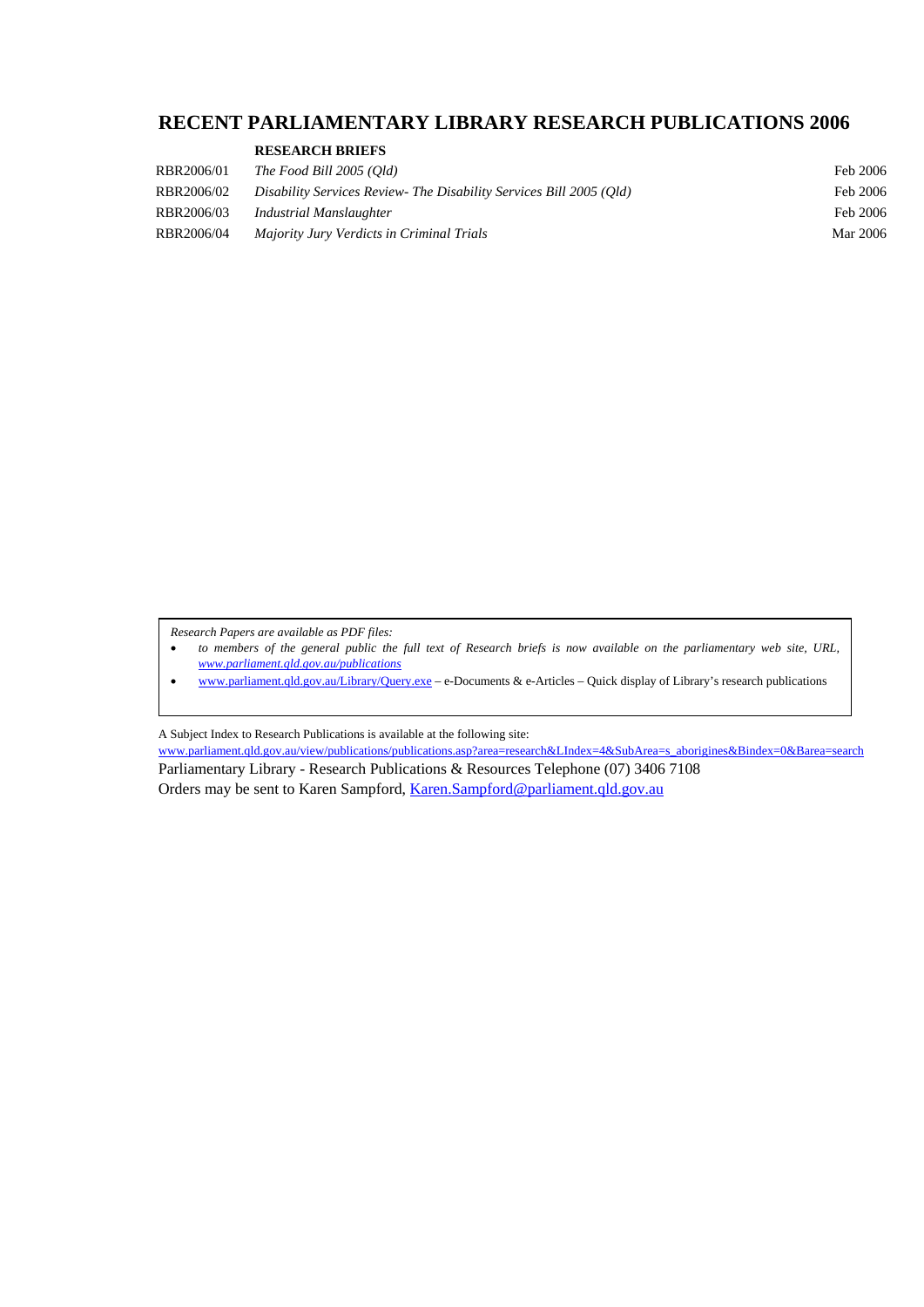# RECENT PARLIAMENTARY LIBRARY RESEARCH PUBLICATIONS 2006

## RESEARCH BRIEFS

| | | |
|---|---|---|
| RBR2006/01 | *The Food Bill 2005 (Qld)* | Feb 2006 |
| RBR2006/02 | *Disability Services Review- The Disability Services Bill 2005 (Qld)* | Feb 2006 |
| RBR2006/03 | *Industrial Manslaughter* | Feb 2006 |
| RBR2006/04 | *Majority Jury Verdicts in Criminal Trials* | Mar 2006 |

*Research Papers are available as PDF files:*

- *to members of the general public the full text of Research briefs is now available on the parliamentary web site, URL, [www.parliament.qld.gov.au/publications](www.parliament.qld.gov.au/publications)*
- [www.parliament.qld.gov.au/Library/Query.exe](www.parliament.qld.gov.au/Library/Query.exe) – e-Documents & e-Articles – Quick display of Library's research publications

A Subject Index to Research Publications is available at the following site:
[www.parliament.qld.gov.au/view/publications/publications.asp?area=research&LIndex=4&SubArea=s_aborigines&Bindex=0&Barea=search](www.parliament.qld.gov.au/view/publications/publications.asp?area=research&LIndex=4&SubArea=s_aborigines&Bindex=0&Barea=search)

Parliamentary Library - Research Publications & Resources Telephone (07) 3406 7108

Orders may be sent to Karen Sampford, [Karen.Sampford@parliament.qld.gov.au](mailto:Karen.Sampford@parliament.qld.gov.au)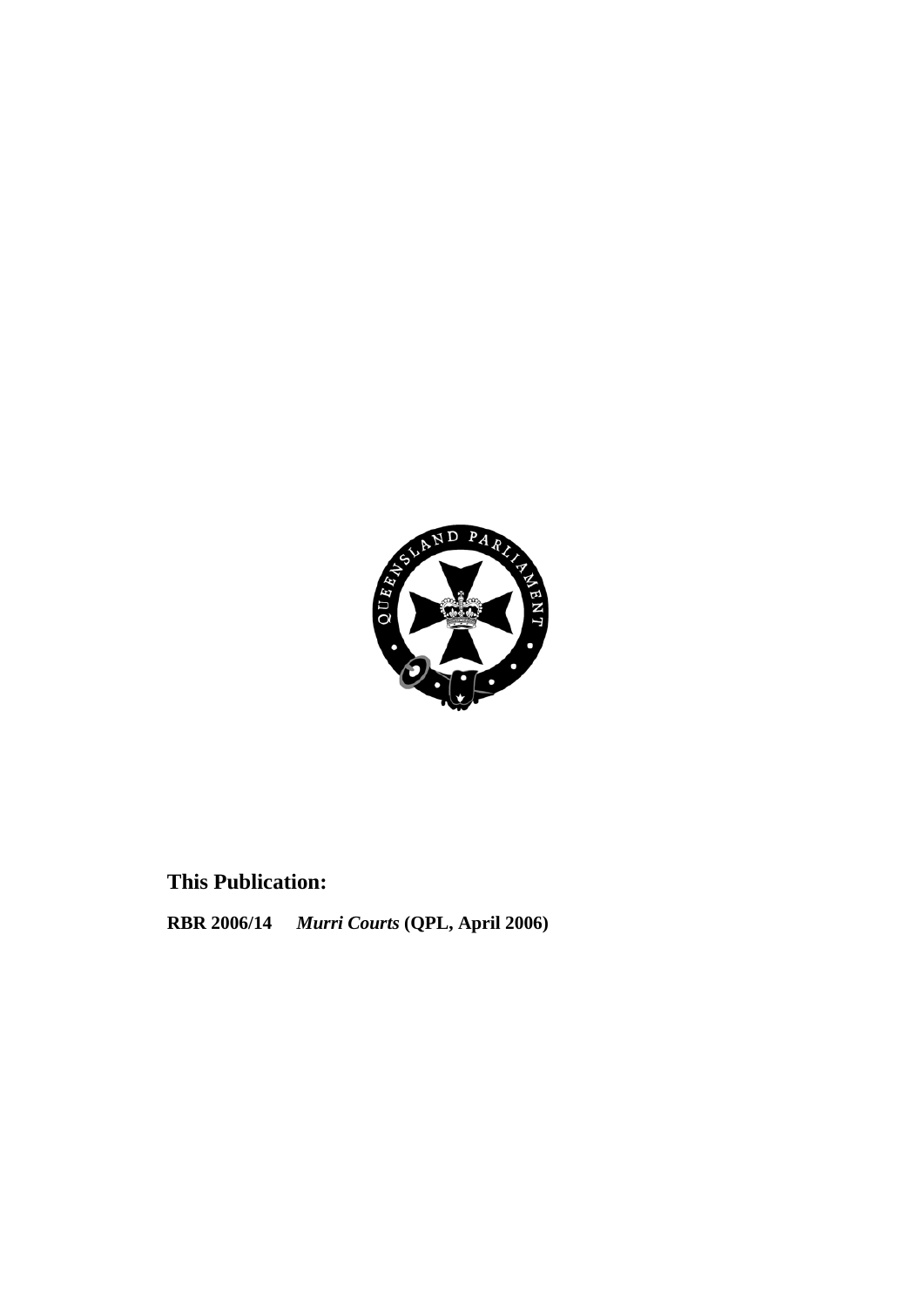**This Publication:**

**RBR 2006/14** ***Murri Courts*** **(QPL, April 2006)**